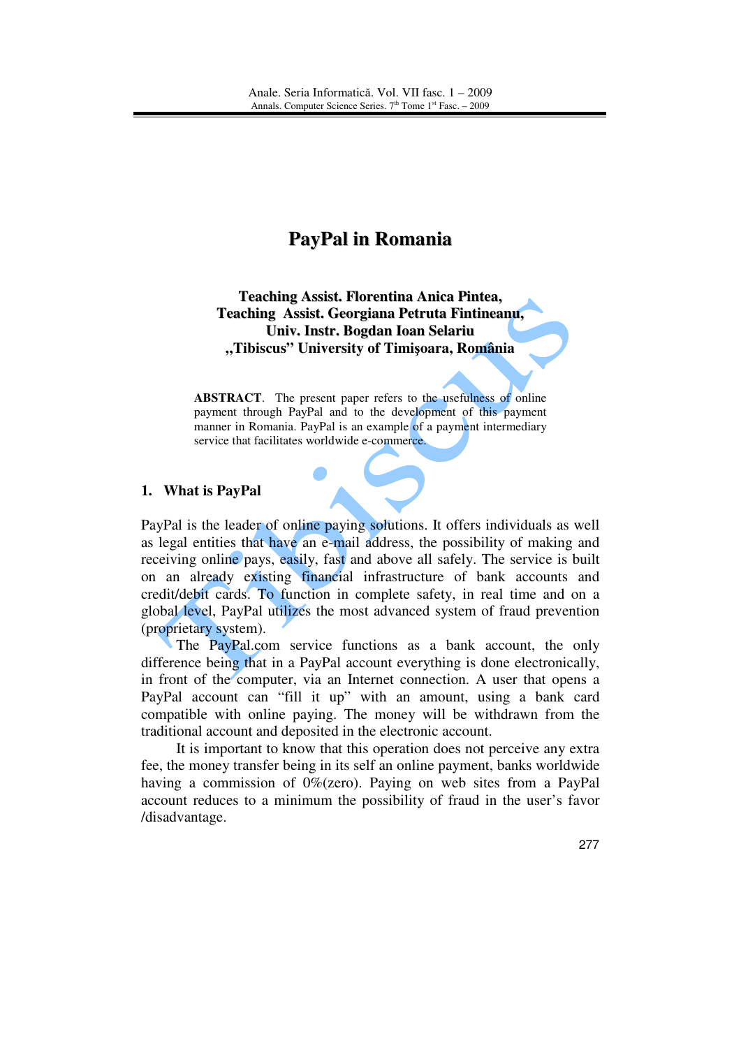# PayPal in Romania

**Teaching Assist. Florentina Anica Pintea,**
**Teaching Assist. Georgiana Petruta Fintineanu,**
**Univ. Instr. Bogdan Ioan Selariu**
**„Tibiscus" University of Timişoara, România**

**ABSTRACT**. The present paper refers to the usefulness of online payment through PayPal and to the development of this payment manner in Romania. PayPal is an example of a payment intermediary service that facilitates worldwide e-commerce.

## 1. What is PayPal

PayPal is the leader of online paying solutions. It offers individuals as well as legal entities that have an e-mail address, the possibility of making and receiving online pays, easily, fast and above all safely. The service is built on an already existing financial infrastructure of bank accounts and credit/debit cards. To function in complete safety, in real time and on a global level, PayPal utilizes the most advanced system of fraud prevention (proprietary system).

The PayPal.com service functions as a bank account, the only difference being that in a PayPal account everything is done electronically, in front of the computer, via an Internet connection. A user that opens a PayPal account can "fill it up" with an amount, using a bank card compatible with online paying. The money will be withdrawn from the traditional account and deposited in the electronic account.

It is important to know that this operation does not perceive any extra fee, the money transfer being in its self an online payment, banks worldwide having a commission of 0%(zero). Paying on web sites from a PayPal account reduces to a minimum the possibility of fraud in the user's favor /disadvantage.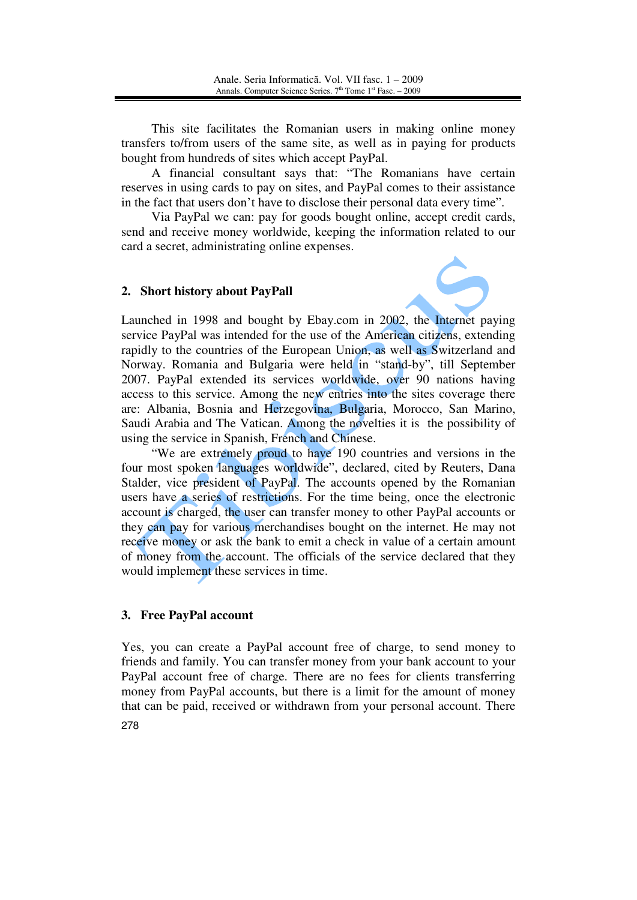This site facilitates the Romanian users in making online money transfers to/from users of the same site, as well as in paying for products bought from hundreds of sites which accept PayPal.

A financial consultant says that: "The Romanians have certain reserves in using cards to pay on sites, and PayPal comes to their assistance in the fact that users don't have to disclose their personal data every time".

Via PayPal we can: pay for goods bought online, accept credit cards, send and receive money worldwide, keeping the information related to our card a secret, administrating online expenses.

## 2. Short history about PayPall

Launched in 1998 and bought by Ebay.com in 2002, the Internet paying service PayPal was intended for the use of the American citizens, extending rapidly to the countries of the European Union, as well as Switzerland and Norway. Romania and Bulgaria were held in "stand-by", till September 2007. PayPal extended its services worldwide, over 90 nations having access to this service. Among the new entries into the sites coverage there are: Albania, Bosnia and Herzegovina, Bulgaria, Morocco, San Marino, Saudi Arabia and The Vatican. Among the novelties it is the possibility of using the service in Spanish, French and Chinese.

"We are extremely proud to have 190 countries and versions in the four most spoken languages worldwide", declared, cited by Reuters, Dana Stalder, vice president of PayPal. The accounts opened by the Romanian users have a series of restrictions. For the time being, once the electronic account is charged, the user can transfer money to other PayPal accounts or they can pay for various merchandises bought on the internet. He may not receive money or ask the bank to emit a check in value of a certain amount of money from the account. The officials of the service declared that they would implement these services in time.

## 3. Free PayPal account

Yes, you can create a PayPal account free of charge, to send money to friends and family. You can transfer money from your bank account to your PayPal account free of charge. There are no fees for clients transferring money from PayPal accounts, but there is a limit for the amount of money that can be paid, received or withdrawn from your personal account. There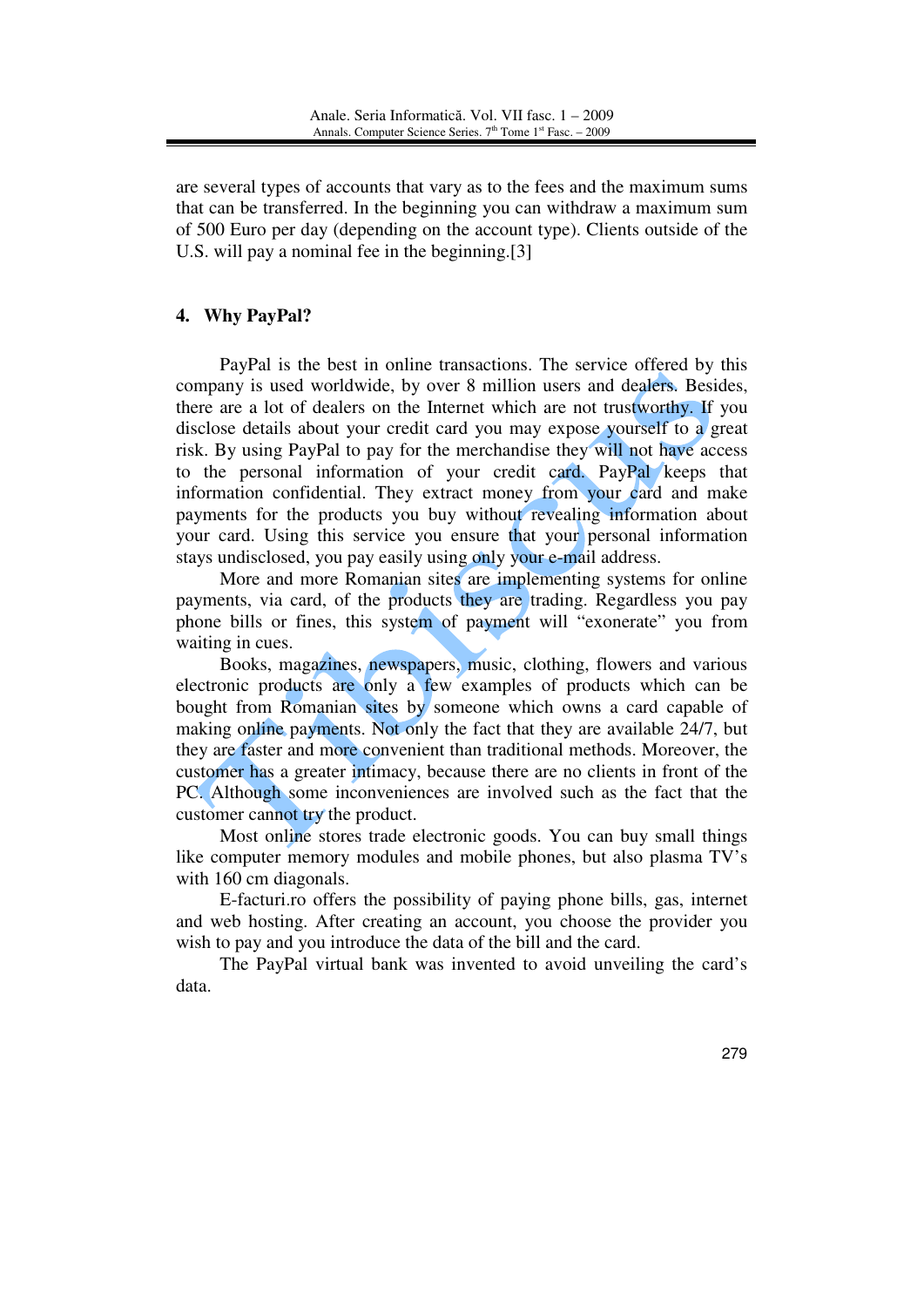are several types of accounts that vary as to the fees and the maximum sums that can be transferred. In the beginning you can withdraw a maximum sum of 500 Euro per day (depending on the account type). Clients outside of the U.S. will pay a nominal fee in the beginning.[3]

## 4. Why PayPal?

PayPal is the best in online transactions. The service offered by this company is used worldwide, by over 8 million users and dealers. Besides, there are a lot of dealers on the Internet which are not trustworthy. If you disclose details about your credit card you may expose yourself to a great risk. By using PayPal to pay for the merchandise they will not have access to the personal information of your credit card. PayPal keeps that information confidential. They extract money from your card and make payments for the products you buy without revealing information about your card. Using this service you ensure that your personal information stays undisclosed, you pay easily using only your e-mail address.

More and more Romanian sites are implementing systems for online payments, via card, of the products they are trading. Regardless you pay phone bills or fines, this system of payment will "exonerate" you from waiting in cues.

Books, magazines, newspapers, music, clothing, flowers and various electronic products are only a few examples of products which can be bought from Romanian sites by someone which owns a card capable of making online payments. Not only the fact that they are available 24/7, but they are faster and more convenient than traditional methods. Moreover, the customer has a greater intimacy, because there are no clients in front of the PC. Although some inconveniences are involved such as the fact that the customer cannot try the product.

Most online stores trade electronic goods. You can buy small things like computer memory modules and mobile phones, but also plasma TV's with 160 cm diagonals.

E-facturi.ro offers the possibility of paying phone bills, gas, internet and web hosting. After creating an account, you choose the provider you wish to pay and you introduce the data of the bill and the card.

The PayPal virtual bank was invented to avoid unveiling the card's data.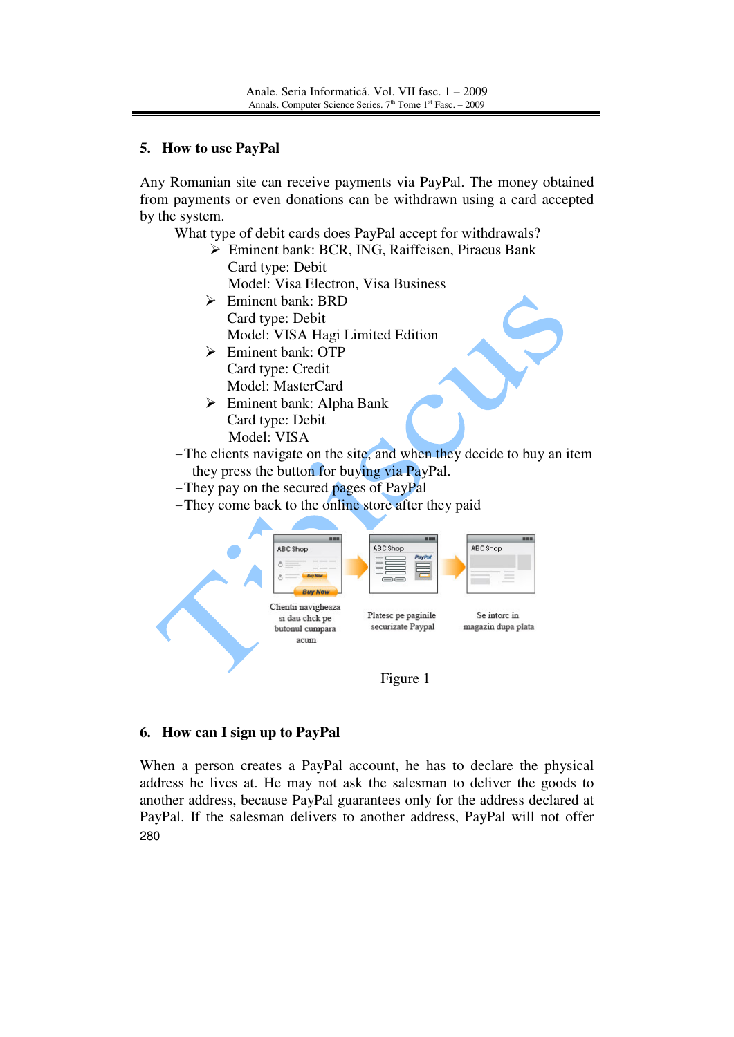## 5. How to use PayPal

Any Romanian site can receive payments via PayPal. The money obtained from payments or even donations can be withdrawn using a card accepted by the system.

What type of debit cards does PayPal accept for withdrawals?

- Eminent bank: BCR, ING, Raiffeisen, Piraeus Bank
  Card type: Debit
  Model: Visa Electron, Visa Business
- Eminent bank: BRD
  Card type: Debit
  Model: VISA Hagi Limited Edition
- Eminent bank: OTP
  Card type: Credit
  Model: MasterCard
- Eminent bank: Alpha Bank
  Card type: Debit
  Model: VISA

– The clients navigate on the site, and when they decide to buy an item they press the button for buying via PayPal.
– They pay on the secured pages of PayPal
– They come back to the online store after they paid

Clientii navigheaza si dau click pe butonul cumpara acum | Platesc pe paginile securizate Paypal | Se intorc in magazin dupa plata

Figure 1

## 6. How can I sign up to PayPal

When a person creates a PayPal account, he has to declare the physical address he lives at. He may not ask the salesman to deliver the goods to another address, because PayPal guarantees only for the address declared at PayPal. If the salesman delivers to another address, PayPal will not offer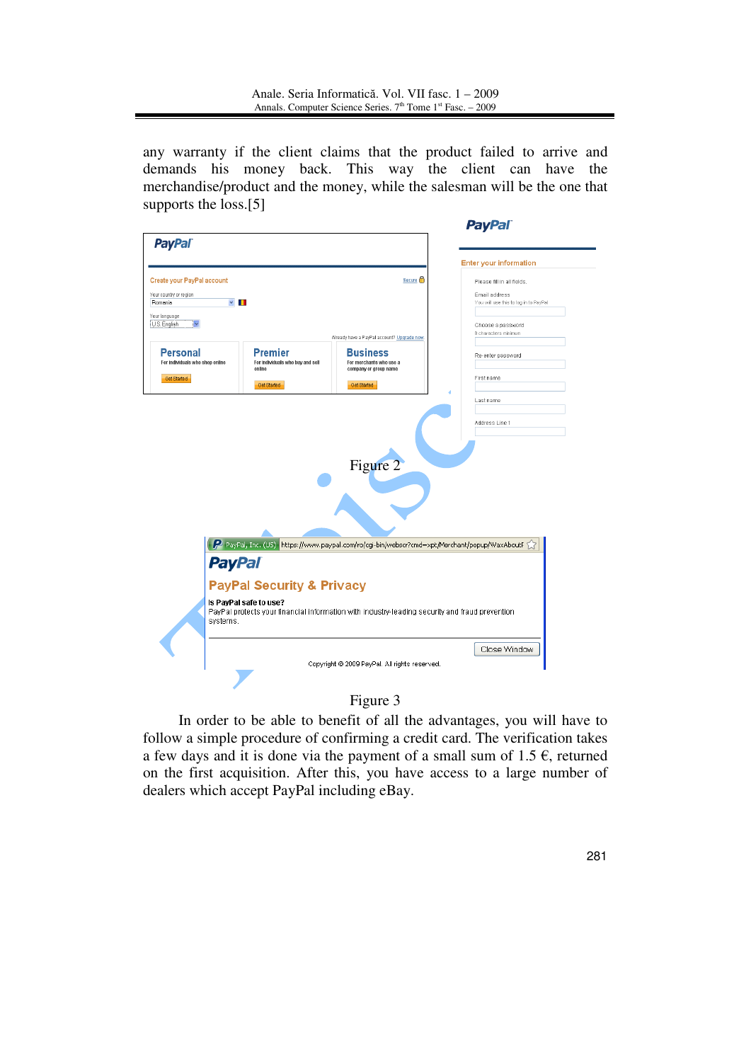any warranty if the client claims that the product failed to arrive and demands his money back. This way the client can have the merchandise/product and the money, while the salesman will be the one that supports the loss.[5]

Figure 2

Figure 3

In order to be able to benefit of all the advantages, you will have to follow a simple procedure of confirming a credit card. The verification takes a few days and it is done via the payment of a small sum of 1.5 €, returned on the first acquisition. After this, you have access to a large number of dealers which accept PayPal including eBay.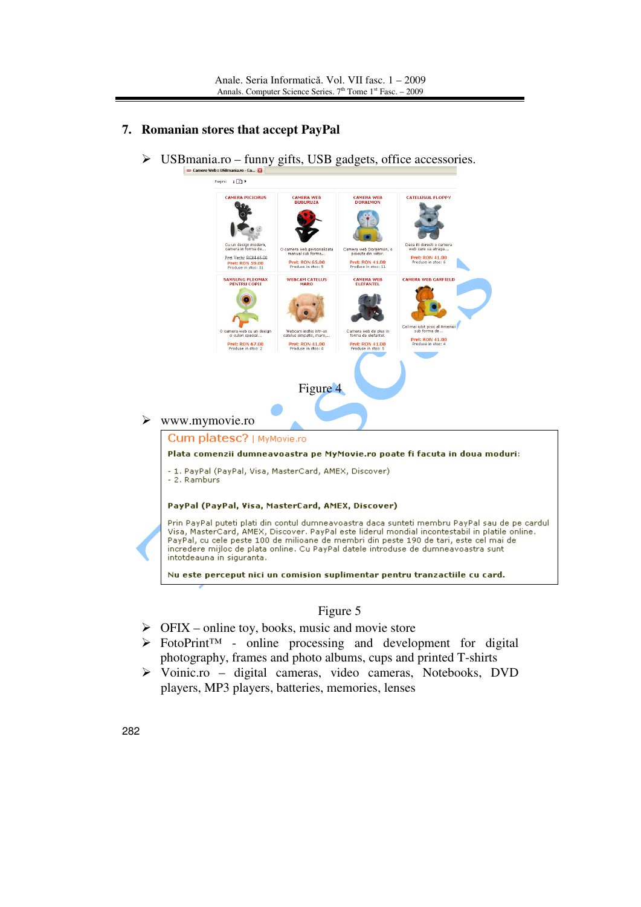## 7. Romanian stores that accept PayPal

- USBmania.ro – funny gifts, USB gadgets, office accessories.

Figure 4

- www.mymovie.ro

Cum platesc? | MyMovie.ro

**Plata comenzii dumneavoastra pe MyMovie.ro poate fi facuta in doua moduri:**

- 1. PayPal (PayPal, Visa, MasterCard, AMEX, Discover)
- 2. Ramburs

**PayPal (PayPal, Visa, MasterCard, AMEX, Discover)**

Prin PayPal puteti plati din contul dumneavoastra daca sunteti membru PayPal sau de pe cardul Visa, MasterCard, AMEX, Discover. PayPal este liderul mondial incontestabil in platile online. PayPal, cu cele peste 100 de milioane de membri din peste 190 de tari, este cel mai de incredere mijloc de plata online. Cu PayPal datele introduse de dumneavoastra sunt intotdeauna in siguranta.

**Nu este perceput nici un comision suplimentar pentru tranzactiile cu card.**

Figure 5

- OFIX – online toy, books, music and movie store
- FotoPrint™ - online processing and development for digital photography, frames and photo albums, cups and printed T-shirts
- Voinic.ro – digital cameras, video cameras, Notebooks, DVD players, MP3 players, batteries, memories, lenses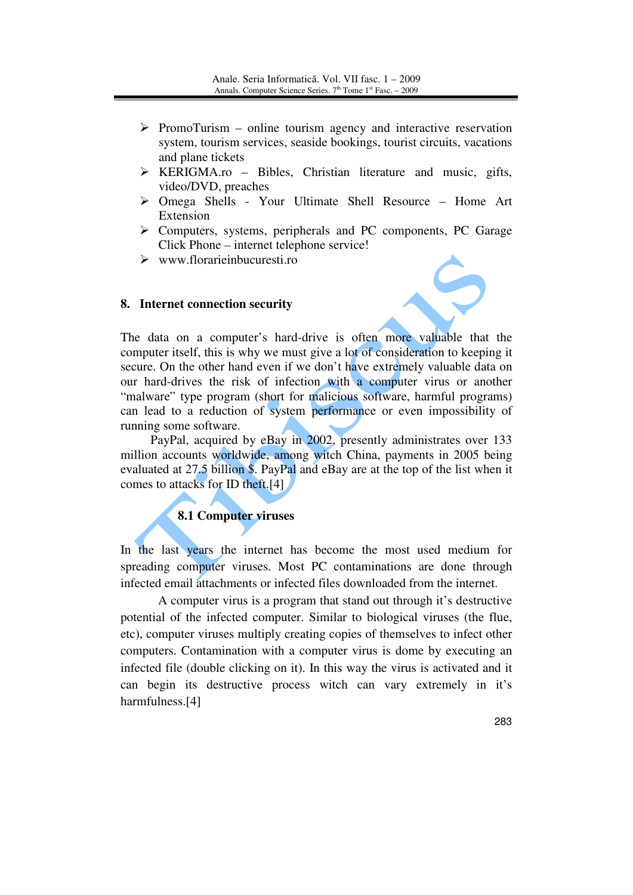- PromoTurism – online tourism agency and interactive reservation system, tourism services, seaside bookings, tourist circuits, vacations and plane tickets
- KERIGMA.ro – Bibles, Christian literature and music, gifts, video/DVD, preaches
- Omega Shells - Your Ultimate Shell Resource – Home Art Extension
- Computers, systems, peripherals and PC components, PC Garage Click Phone – internet telephone service!
- www.florarieinbucuresti.ro

## 8. Internet connection security

The data on a computer's hard-drive is often more valuable that the computer itself, this is why we must give a lot of consideration to keeping it secure. On the other hand even if we don't have extremely valuable data on our hard-drives the risk of infection with a computer virus or another "malware" type program (short for malicious software, harmful programs) can lead to a reduction of system performance or even impossibility of running some software.

PayPal, acquired by eBay in 2002, presently administrates over 133 million accounts worldwide, among witch China, payments in 2005 being evaluated at 27.5 billion $. PayPal and eBay are at the top of the list when it comes to attacks for ID theft.[4]

### 8.1 Computer viruses

In the last years the internet has become the most used medium for spreading computer viruses. Most PC contaminations are done through infected email attachments or infected files downloaded from the internet.

A computer virus is a program that stand out through it's destructive potential of the infected computer. Similar to biological viruses (the flue, etc), computer viruses multiply creating copies of themselves to infect other computers. Contamination with a computer virus is dome by executing an infected file (double clicking on it). In this way the virus is activated and it can begin its destructive process witch can vary extremely in it's harmfulness.[4]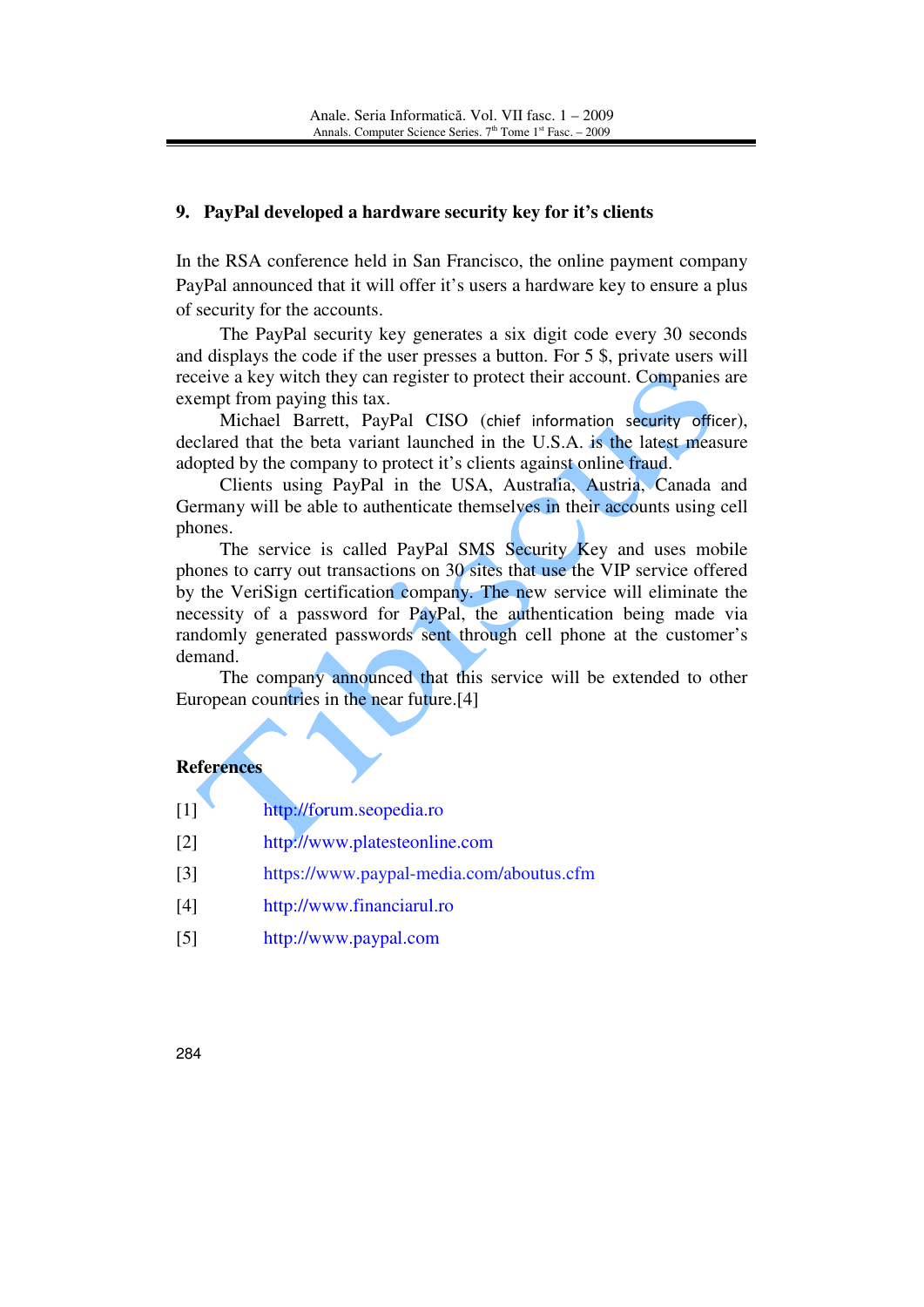## 9. PayPal developed a hardware security key for it's clients

In the RSA conference held in San Francisco, the online payment company PayPal announced that it will offer it's users a hardware key to ensure a plus of security for the accounts.

The PayPal security key generates a six digit code every 30 seconds and displays the code if the user presses a button. For 5 $, private users will receive a key witch they can register to protect their account. Companies are exempt from paying this tax.

Michael Barrett, PayPal CISO (chief information security officer), declared that the beta variant launched in the U.S.A. is the latest measure adopted by the company to protect it's clients against online fraud.

Clients using PayPal in the USA, Australia, Austria, Canada and Germany will be able to authenticate themselves in their accounts using cell phones.

The service is called PayPal SMS Security Key and uses mobile phones to carry out transactions on 30 sites that use the VIP service offered by the VeriSign certification company. The new service will eliminate the necessity of a password for PayPal, the authentication being made via randomly generated passwords sent through cell phone at the customer's demand.

The company announced that this service will be extended to other European countries in the near future.[4]

## References

[1] http://forum.seopedia.ro

[2] http://www.platesteonline.com

[3] https://www.paypal-media.com/aboutus.cfm

[4] http://www.financiarul.ro

[5] http://www.paypal.com